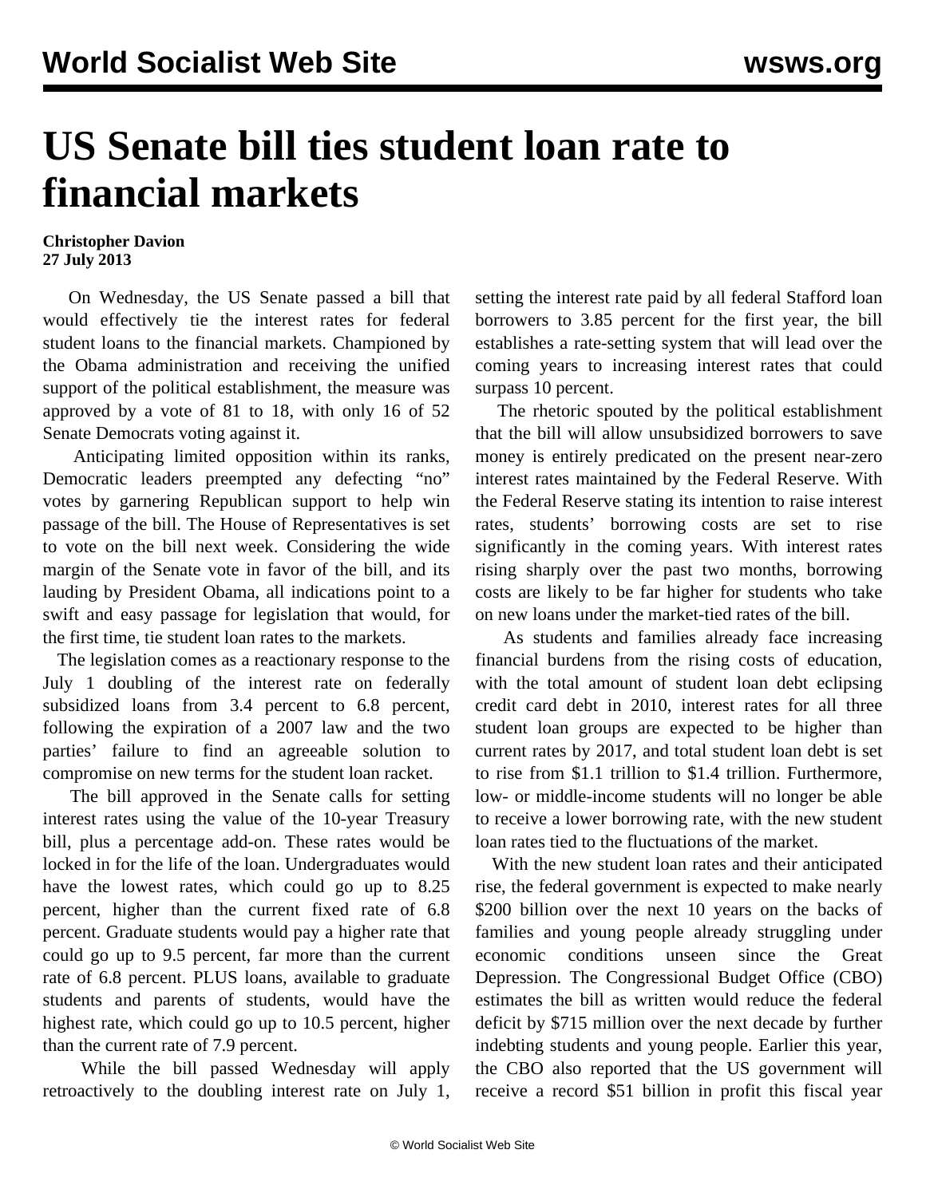# US Senate bill ties student loan rate to financial markets

**Christopher Davion**
**27 July 2013**

On Wednesday, the US Senate passed a bill that would effectively tie the interest rates for federal student loans to the financial markets. Championed by the Obama administration and receiving the unified support of the political establishment, the measure was approved by a vote of 81 to 18, with only 16 of 52 Senate Democrats voting against it.

Anticipating limited opposition within its ranks, Democratic leaders preempted any defecting "no" votes by garnering Republican support to help win passage of the bill. The House of Representatives is set to vote on the bill next week. Considering the wide margin of the Senate vote in favor of the bill, and its lauding by President Obama, all indications point to a swift and easy passage for legislation that would, for the first time, tie student loan rates to the markets.

The legislation comes as a reactionary response to the July 1 doubling of the interest rate on federally subsidized loans from 3.4 percent to 6.8 percent, following the expiration of a 2007 law and the two parties' failure to find an agreeable solution to compromise on new terms for the student loan racket.

The bill approved in the Senate calls for setting interest rates using the value of the 10-year Treasury bill, plus a percentage add-on. These rates would be locked in for the life of the loan. Undergraduates would have the lowest rates, which could go up to 8.25 percent, higher than the current fixed rate of 6.8 percent. Graduate students would pay a higher rate that could go up to 9.5 percent, far more than the current rate of 6.8 percent. PLUS loans, available to graduate students and parents of students, would have the highest rate, which could go up to 10.5 percent, higher than the current rate of 7.9 percent.

While the bill passed Wednesday will apply retroactively to the doubling interest rate on July 1, setting the interest rate paid by all federal Stafford loan borrowers to 3.85 percent for the first year, the bill establishes a rate-setting system that will lead over the coming years to increasing interest rates that could surpass 10 percent.

The rhetoric spouted by the political establishment that the bill will allow unsubsidized borrowers to save money is entirely predicated on the present near-zero interest rates maintained by the Federal Reserve. With the Federal Reserve stating its intention to raise interest rates, students' borrowing costs are set to rise significantly in the coming years. With interest rates rising sharply over the past two months, borrowing costs are likely to be far higher for students who take on new loans under the market-tied rates of the bill.

As students and families already face increasing financial burdens from the rising costs of education, with the total amount of student loan debt eclipsing credit card debt in 2010, interest rates for all three student loan groups are expected to be higher than current rates by 2017, and total student loan debt is set to rise from $1.1 trillion to $1.4 trillion. Furthermore, low- or middle-income students will no longer be able to receive a lower borrowing rate, with the new student loan rates tied to the fluctuations of the market.

With the new student loan rates and their anticipated rise, the federal government is expected to make nearly $200 billion over the next 10 years on the backs of families and young people already struggling under economic conditions unseen since the Great Depression. The Congressional Budget Office (CBO) estimates the bill as written would reduce the federal deficit by $715 million over the next decade by further indebting students and young people. Earlier this year, the CBO also reported that the US government will receive a record $51 billion in profit this fiscal year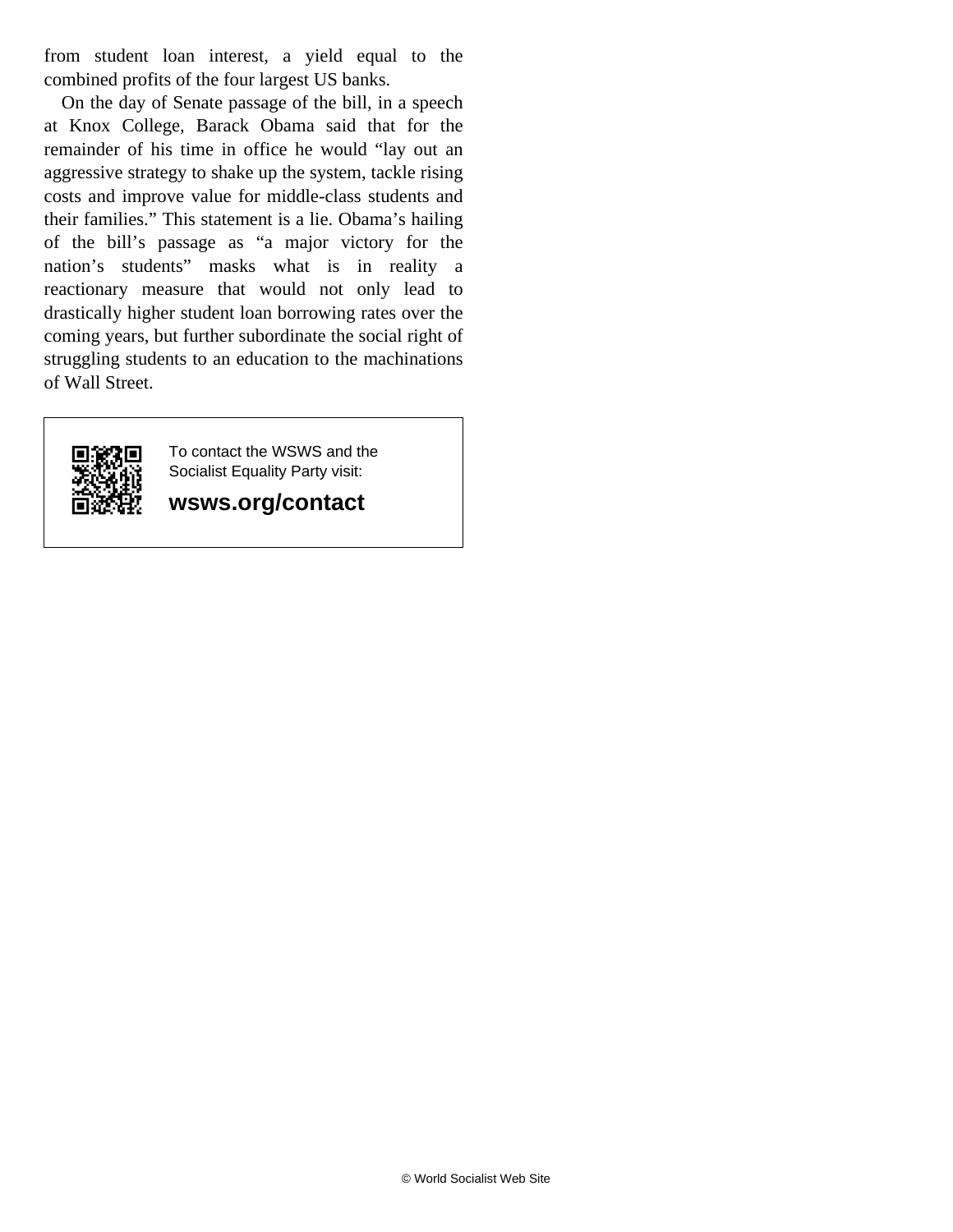from student loan interest, a yield equal to the combined profits of the four largest US banks.

On the day of Senate passage of the bill, in a speech at Knox College, Barack Obama said that for the remainder of his time in office he would "lay out an aggressive strategy to shake up the system, tackle rising costs and improve value for middle-class students and their families." This statement is a lie. Obama's hailing of the bill's passage as "a major victory for the nation's students" masks what is in reality a reactionary measure that would not only lead to drastically higher student loan borrowing rates over the coming years, but further subordinate the social right of struggling students to an education to the machinations of Wall Street.

To contact the WSWS and the Socialist Equality Party visit:

**wsws.org/contact**